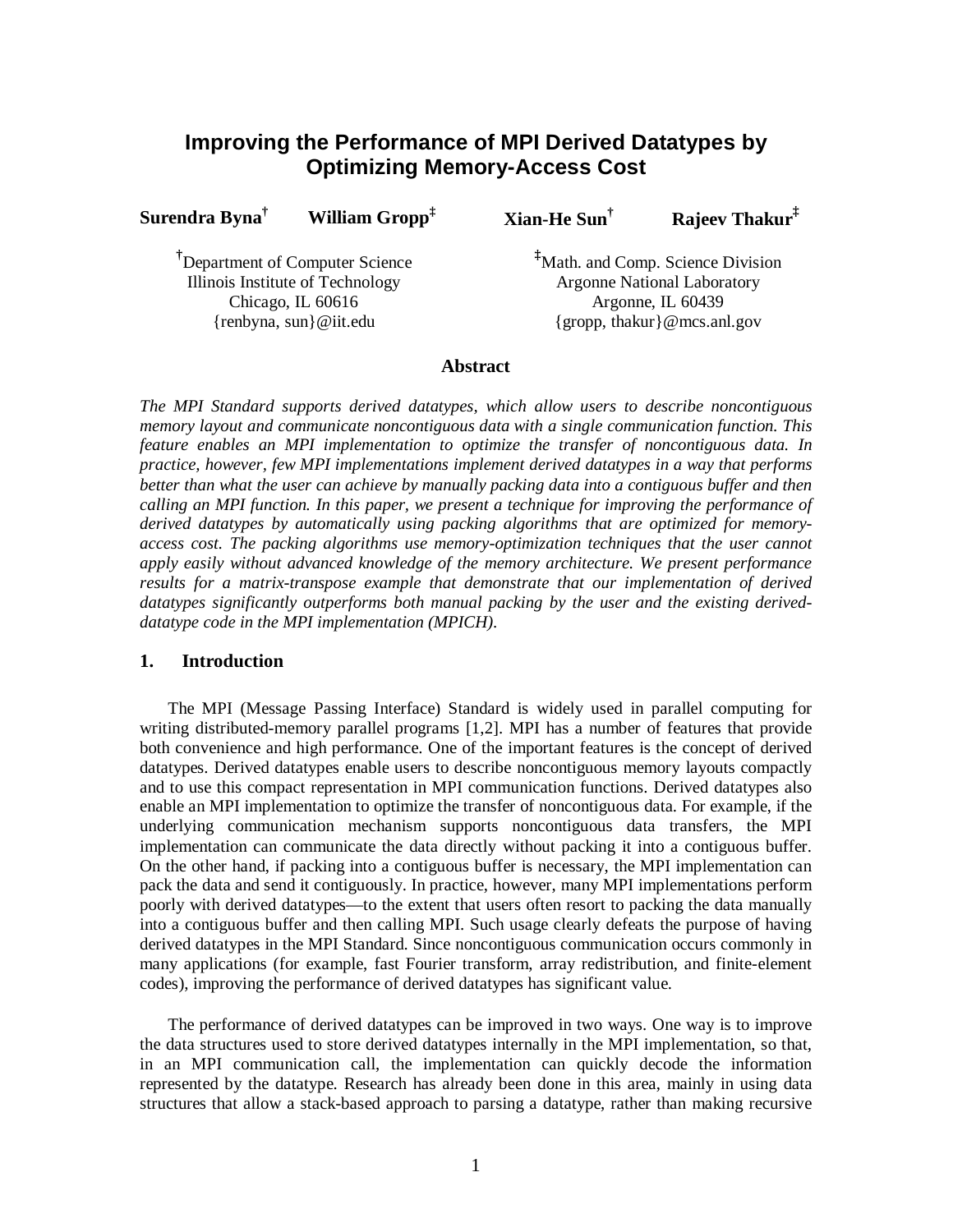# Improving the Performance of MPI Derived Datatypes by Optimizing Memory-Access Cost

**Surendra Byna**[†] **William Gropp**[‡] **Xian-He Sun**[†] **Rajeev Thakur**[‡]

[†]Department of Computer Science
Illinois Institute of Technology
Chicago, IL 60616
{renbyna, sun}@iit.edu

[‡]Math. and Comp. Science Division
Argonne National Laboratory
Argonne, IL 60439
{gropp, thakur}@mcs.anl.gov

## Abstract

*The MPI Standard supports derived datatypes, which allow users to describe noncontiguous memory layout and communicate noncontiguous data with a single communication function. This feature enables an MPI implementation to optimize the transfer of noncontiguous data. In practice, however, few MPI implementations implement derived datatypes in a way that performs better than what the user can achieve by manually packing data into a contiguous buffer and then calling an MPI function. In this paper, we present a technique for improving the performance of derived datatypes by automatically using packing algorithms that are optimized for memory-access cost. The packing algorithms use memory-optimization techniques that the user cannot apply easily without advanced knowledge of the memory architecture. We present performance results for a matrix-transpose example that demonstrate that our implementation of derived datatypes significantly outperforms both manual packing by the user and the existing derived-datatype code in the MPI implementation (MPICH).*

## 1. Introduction

The MPI (Message Passing Interface) Standard is widely used in parallel computing for writing distributed-memory parallel programs [1,2]. MPI has a number of features that provide both convenience and high performance. One of the important features is the concept of derived datatypes. Derived datatypes enable users to describe noncontiguous memory layouts compactly and to use this compact representation in MPI communication functions. Derived datatypes also enable an MPI implementation to optimize the transfer of noncontiguous data. For example, if the underlying communication mechanism supports noncontiguous data transfers, the MPI implementation can communicate the data directly without packing it into a contiguous buffer. On the other hand, if packing into a contiguous buffer is necessary, the MPI implementation can pack the data and send it contiguously. In practice, however, many MPI implementations perform poorly with derived datatypes—to the extent that users often resort to packing the data manually into a contiguous buffer and then calling MPI. Such usage clearly defeats the purpose of having derived datatypes in the MPI Standard. Since noncontiguous communication occurs commonly in many applications (for example, fast Fourier transform, array redistribution, and finite-element codes), improving the performance of derived datatypes has significant value.

The performance of derived datatypes can be improved in two ways. One way is to improve the data structures used to store derived datatypes internally in the MPI implementation, so that, in an MPI communication call, the implementation can quickly decode the information represented by the datatype. Research has already been done in this area, mainly in using data structures that allow a stack-based approach to parsing a datatype, rather than making recursive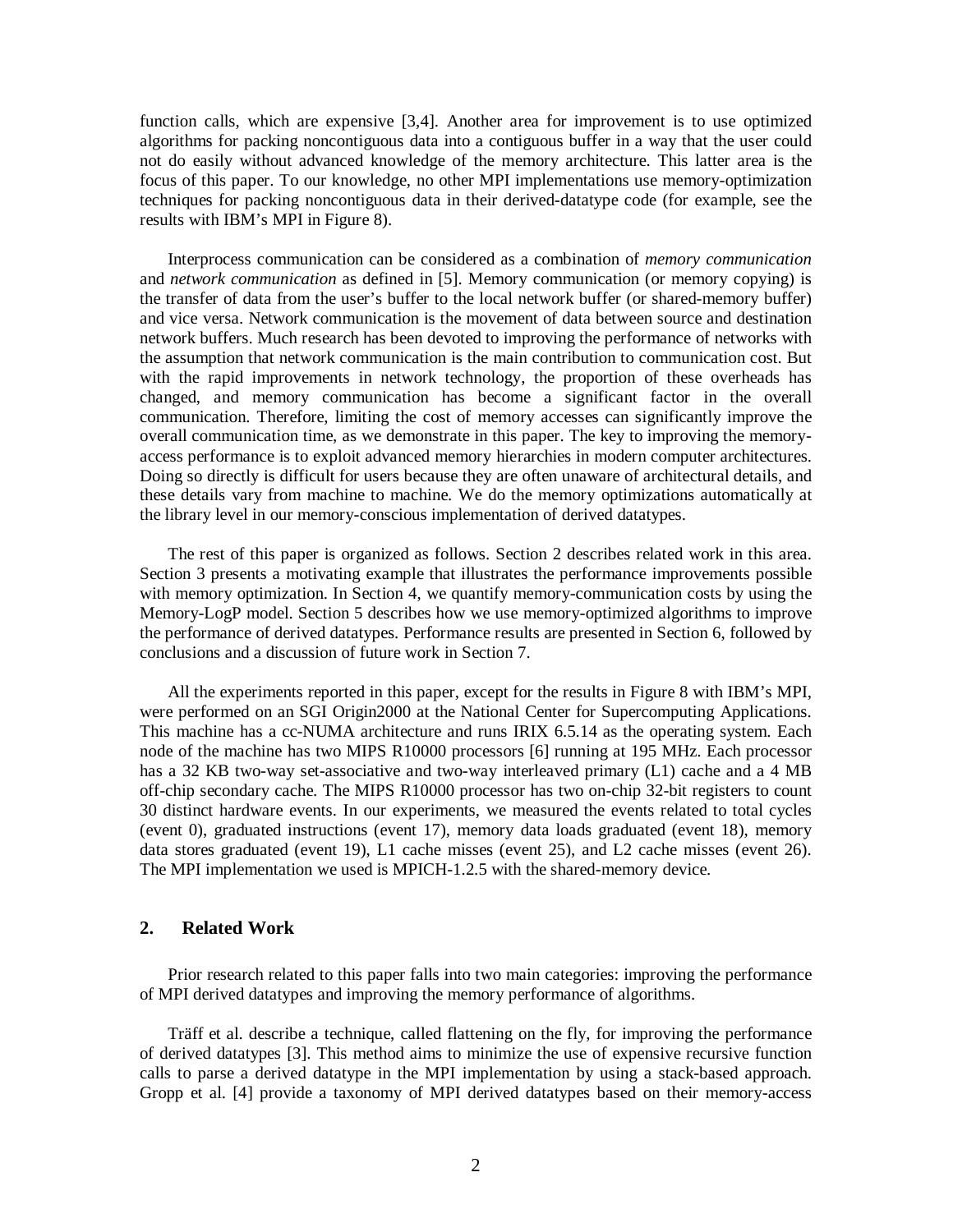function calls, which are expensive [3,4]. Another area for improvement is to use optimized algorithms for packing noncontiguous data into a contiguous buffer in a way that the user could not do easily without advanced knowledge of the memory architecture. This latter area is the focus of this paper. To our knowledge, no other MPI implementations use memory-optimization techniques for packing noncontiguous data in their derived-datatype code (for example, see the results with IBM's MPI in Figure 8).

Interprocess communication can be considered as a combination of *memory communication* and *network communication* as defined in [5]. Memory communication (or memory copying) is the transfer of data from the user's buffer to the local network buffer (or shared-memory buffer) and vice versa. Network communication is the movement of data between source and destination network buffers. Much research has been devoted to improving the performance of networks with the assumption that network communication is the main contribution to communication cost. But with the rapid improvements in network technology, the proportion of these overheads has changed, and memory communication has become a significant factor in the overall communication. Therefore, limiting the cost of memory accesses can significantly improve the overall communication time, as we demonstrate in this paper. The key to improving the memory-access performance is to exploit advanced memory hierarchies in modern computer architectures. Doing so directly is difficult for users because they are often unaware of architectural details, and these details vary from machine to machine. We do the memory optimizations automatically at the library level in our memory-conscious implementation of derived datatypes.

The rest of this paper is organized as follows. Section 2 describes related work in this area. Section 3 presents a motivating example that illustrates the performance improvements possible with memory optimization. In Section 4, we quantify memory-communication costs by using the Memory-LogP model. Section 5 describes how we use memory-optimized algorithms to improve the performance of derived datatypes. Performance results are presented in Section 6, followed by conclusions and a discussion of future work in Section 7.

All the experiments reported in this paper, except for the results in Figure 8 with IBM's MPI, were performed on an SGI Origin2000 at the National Center for Supercomputing Applications. This machine has a cc-NUMA architecture and runs IRIX 6.5.14 as the operating system. Each node of the machine has two MIPS R10000 processors [6] running at 195 MHz. Each processor has a 32 KB two-way set-associative and two-way interleaved primary (L1) cache and a 4 MB off-chip secondary cache. The MIPS R10000 processor has two on-chip 32-bit registers to count 30 distinct hardware events. In our experiments, we measured the events related to total cycles (event 0), graduated instructions (event 17), memory data loads graduated (event 18), memory data stores graduated (event 19), L1 cache misses (event 25), and L2 cache misses (event 26). The MPI implementation we used is MPICH-1.2.5 with the shared-memory device.

## 2. Related Work

Prior research related to this paper falls into two main categories: improving the performance of MPI derived datatypes and improving the memory performance of algorithms.

Träff et al. describe a technique, called flattening on the fly, for improving the performance of derived datatypes [3]. This method aims to minimize the use of expensive recursive function calls to parse a derived datatype in the MPI implementation by using a stack-based approach. Gropp et al. [4] provide a taxonomy of MPI derived datatypes based on their memory-access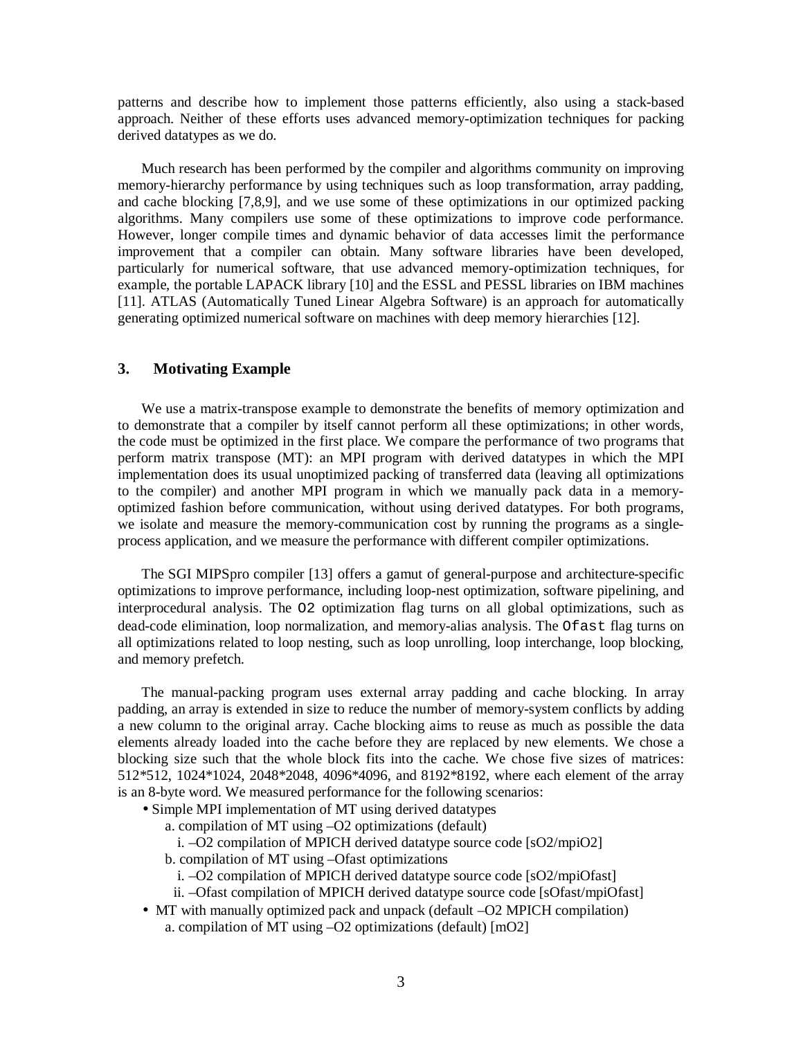patterns and describe how to implement those patterns efficiently, also using a stack-based approach. Neither of these efforts uses advanced memory-optimization techniques for packing derived datatypes as we do.

Much research has been performed by the compiler and algorithms community on improving memory-hierarchy performance by using techniques such as loop transformation, array padding, and cache blocking [7,8,9], and we use some of these optimizations in our optimized packing algorithms. Many compilers use some of these optimizations to improve code performance. However, longer compile times and dynamic behavior of data accesses limit the performance improvement that a compiler can obtain. Many software libraries have been developed, particularly for numerical software, that use advanced memory-optimization techniques, for example, the portable LAPACK library [10] and the ESSL and PESSL libraries on IBM machines [11]. ATLAS (Automatically Tuned Linear Algebra Software) is an approach for automatically generating optimized numerical software on machines with deep memory hierarchies [12].

## 3. Motivating Example

We use a matrix-transpose example to demonstrate the benefits of memory optimization and to demonstrate that a compiler by itself cannot perform all these optimizations; in other words, the code must be optimized in the first place. We compare the performance of two programs that perform matrix transpose (MT): an MPI program with derived datatypes in which the MPI implementation does its usual unoptimized packing of transferred data (leaving all optimizations to the compiler) and another MPI program in which we manually pack data in a memory-optimized fashion before communication, without using derived datatypes. For both programs, we isolate and measure the memory-communication cost by running the programs as a single-process application, and we measure the performance with different compiler optimizations.

The SGI MIPSpro compiler [13] offers a gamut of general-purpose and architecture-specific optimizations to improve performance, including loop-nest optimization, software pipelining, and interprocedural analysis. The `O2` optimization flag turns on all global optimizations, such as dead-code elimination, loop normalization, and memory-alias analysis. The `Ofast` flag turns on all optimizations related to loop nesting, such as loop unrolling, loop interchange, loop blocking, and memory prefetch.

The manual-packing program uses external array padding and cache blocking. In array padding, an array is extended in size to reduce the number of memory-system conflicts by adding a new column to the original array. Cache blocking aims to reuse as much as possible the data elements already loaded into the cache before they are replaced by new elements. We chose a blocking size such that the whole block fits into the cache. We chose five sizes of matrices: 512*512, 1024*1024, 2048*2048, 4096*4096, and 8192*8192, where each element of the array is an 8-byte word. We measured performance for the following scenarios:

- Simple MPI implementation of MT using derived datatypes
  - a. compilation of MT using –O2 optimizations (default)
    - i. –O2 compilation of MPICH derived datatype source code [sO2/mpiO2]
  - b. compilation of MT using –Ofast optimizations
    - i. –O2 compilation of MPICH derived datatype source code [sO2/mpiOfast]
    - ii. –Ofast compilation of MPICH derived datatype source code [sOfast/mpiOfast]
- MT with manually optimized pack and unpack (default –O2 MPICH compilation)
  - a. compilation of MT using –O2 optimizations (default) [mO2]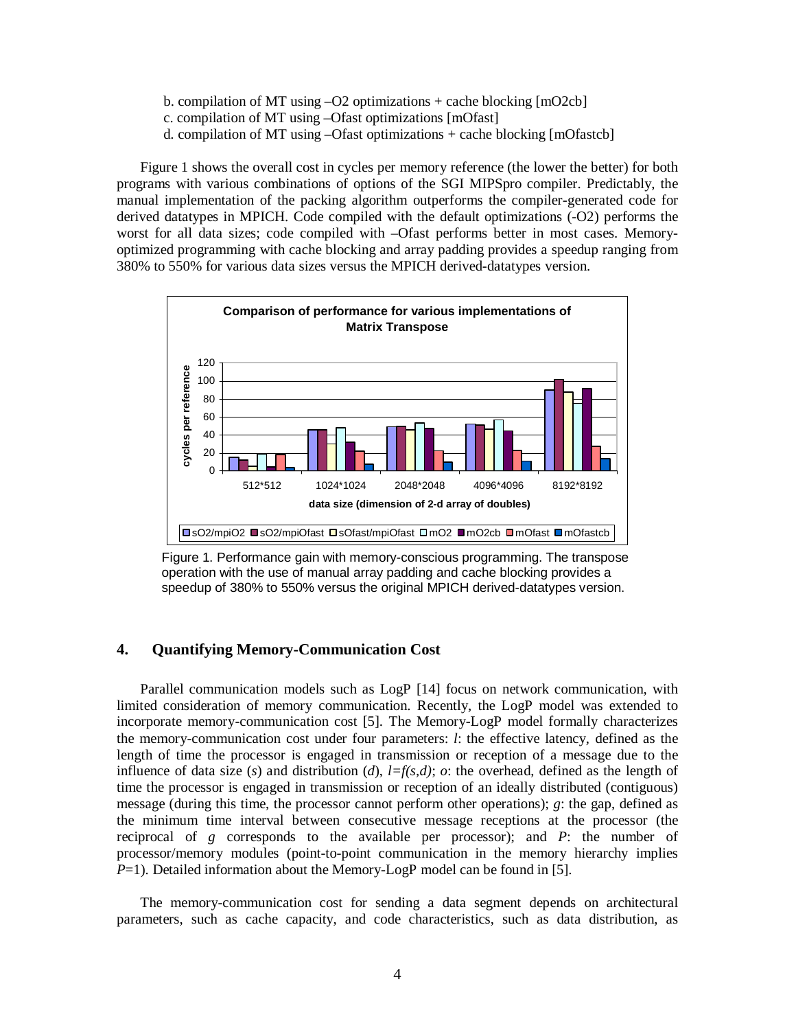b. compilation of MT using –O2 optimizations + cache blocking [mO2cb]
c. compilation of MT using –Ofast optimizations [mOfast]
d. compilation of MT using –Ofast optimizations + cache blocking [mOfastcb]

Figure 1 shows the overall cost in cycles per memory reference (the lower the better) for both programs with various combinations of options of the SGI MIPSpro compiler. Predictably, the manual implementation of the packing algorithm outperforms the compiler-generated code for derived datatypes in MPICH. Code compiled with the default optimizations (-O2) performs the worst for all data sizes; code compiled with –Ofast performs better in most cases. Memory-optimized programming with cache blocking and array padding provides a speedup ranging from 380% to 550% for various data sizes versus the MPICH derived-datatypes version.

Comparison of performance for various implementations of Matrix Transpose

cycles per reference

0
20
40
60
80
100
120

512*512
1024*1024
2048*2048
4096*4096
8192*8192

data size (dimension of 2-d array of doubles)

sO2/mpiO2
sO2/mpiOfast
sOfast/mpiOfast
mO2
mO2cb
mOfast
mOfastcb

Figure 1. Performance gain with memory-conscious programming. The transpose operation with the use of manual array padding and cache blocking provides a speedup of 380% to 550% versus the original MPICH derived-datatypes version.

## 4. Quantifying Memory-Communication Cost

Parallel communication models such as LogP [14] focus on network communication, with limited consideration of memory communication. Recently, the LogP model was extended to incorporate memory-communication cost [5]. The Memory-LogP model formally characterizes the memory-communication cost under four parameters: $l$: the effective latency, defined as the length of time the processor is engaged in transmission or reception of a message due to the influence of data size ($s$) and distribution ($d$), $l=f(s,d)$; $o$: the overhead, defined as the length of time the processor is engaged in transmission or reception of an ideally distributed (contiguous) message (during this time, the processor cannot perform other operations); $g$: the gap, defined as the minimum time interval between consecutive message receptions at the processor (the reciprocal of $g$ corresponds to the available per processor); and $P$: the number of processor/memory modules (point-to-point communication in the memory hierarchy implies $P$=1). Detailed information about the Memory-LogP model can be found in [5].

The memory-communication cost for sending a data segment depends on architectural parameters, such as cache capacity, and code characteristics, such as data distribution, as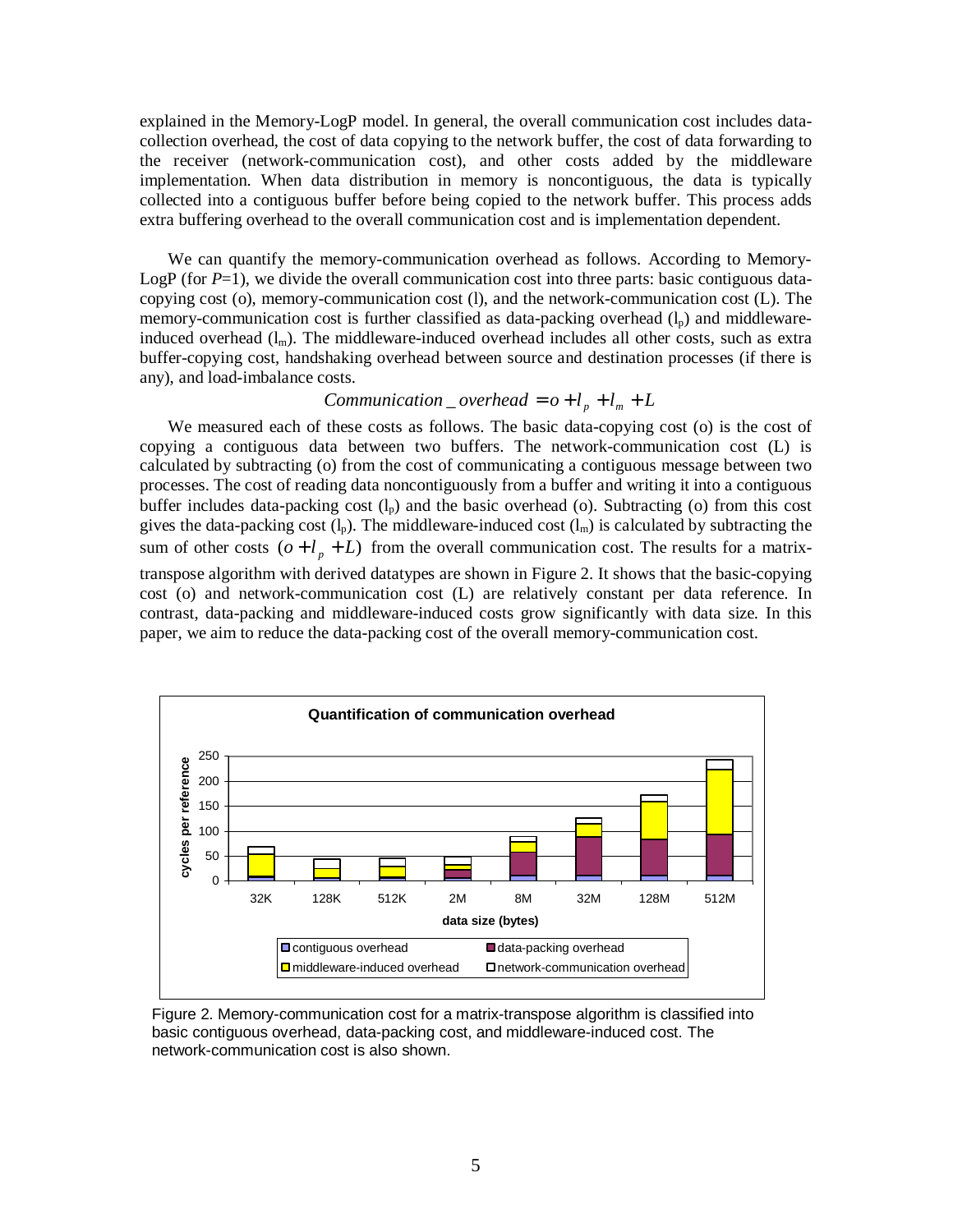explained in the Memory-LogP model. In general, the overall communication cost includes data-collection overhead, the cost of data copying to the network buffer, the cost of data forwarding to the receiver (network-communication cost), and other costs added by the middleware implementation. When data distribution in memory is noncontiguous, the data is typically collected into a contiguous buffer before being copied to the network buffer. This process adds extra buffering overhead to the overall communication cost and is implementation dependent.

We can quantify the memory-communication overhead as follows. According to Memory-LogP (for $P$=1), we divide the overall communication cost into three parts: basic contiguous data-copying cost (o), memory-communication cost (l), and the network-communication cost (L). The memory-communication cost is further classified as data-packing overhead ($l_p$) and middleware-induced overhead ($l_m$). The middleware-induced overhead includes all other costs, such as extra buffer-copying cost, handshaking overhead between source and destination processes (if there is any), and load-imbalance costs.

$$Communication\_overhead = o + l_p + l_m + L$$

We measured each of these costs as follows. The basic data-copying cost (o) is the cost of copying a contiguous data between two buffers. The network-communication cost (L) is calculated by subtracting (o) from the cost of communicating a contiguous message between two processes. The cost of reading data noncontiguously from a buffer and writing it into a contiguous buffer includes data-packing cost ($l_p$) and the basic overhead (o). Subtracting (o) from this cost gives the data-packing cost ($l_p$). The middleware-induced cost ($l_m$) is calculated by subtracting the sum of other costs $(o + l_p + L)$ from the overall communication cost. The results for a matrix-transpose algorithm with derived datatypes are shown in Figure 2. It shows that the basic-copying cost (o) and network-communication cost (L) are relatively constant per data reference. In contrast, data-packing and middleware-induced costs grow significantly with data size. In this paper, we aim to reduce the data-packing cost of the overall memory-communication cost.

Quantification of communication overhead

cycles per reference

0
50
100
150
200
250

32K
128K
512K
2M
8M
32M
128M
512M

data size (bytes)

contiguous overhead
data-packing overhead
middleware-induced overhead
network-communication overhead

Figure 2. Memory-communication cost for a matrix-transpose algorithm is classified into basic contiguous overhead, data-packing cost, and middleware-induced cost. The network-communication cost is also shown.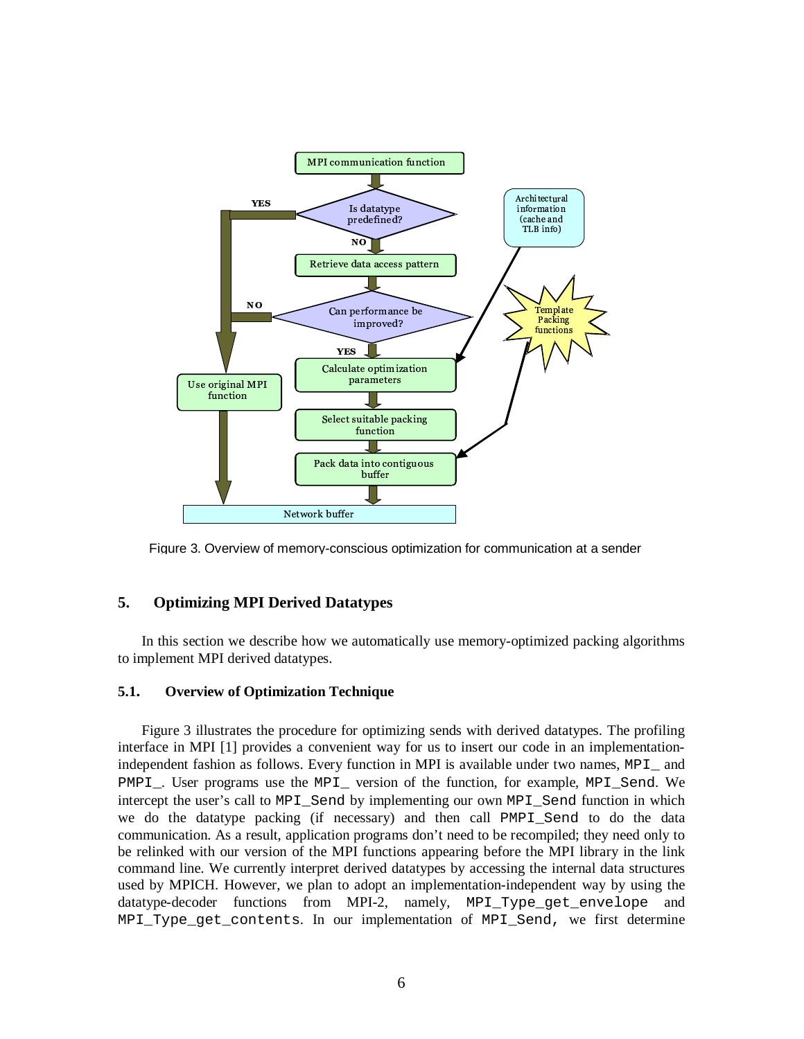MPI communication function

Is datatype predefined?

YES

NO

Retrieve data access pattern

Can performance be improved?

NO

YES

Calculate optimization parameters

Select suitable packing function

Pack data into contiguous buffer

Use original MPI function

Network buffer

Architectural information (cache and TLB info)

Template Packing functions

Figure 3. Overview of memory-conscious optimization for communication at a sender

## 5. Optimizing MPI Derived Datatypes

In this section we describe how we automatically use memory-optimized packing algorithms to implement MPI derived datatypes.

### 5.1. Overview of Optimization Technique

Figure 3 illustrates the procedure for optimizing sends with derived datatypes. The profiling interface in MPI [1] provides a convenient way for us to insert our code in an implementation-independent fashion as follows. Every function in MPI is available under two names, `MPI_` and `PMPI_`. User programs use the `MPI_` version of the function, for example, `MPI_Send`. We intercept the user's call to `MPI_Send` by implementing our own `MPI_Send` function in which we do the datatype packing (if necessary) and then call `PMPI_Send` to do the data communication. As a result, application programs don't need to be recompiled; they need only to be relinked with our version of the MPI functions appearing before the MPI library in the link command line. We currently interpret derived datatypes by accessing the internal data structures used by MPICH. However, we plan to adopt an implementation-independent way by using the datatype-decoder functions from MPI-2, namely, `MPI_Type_get_envelope` and `MPI_Type_get_contents`. In our implementation of `MPI_Send`, we first determine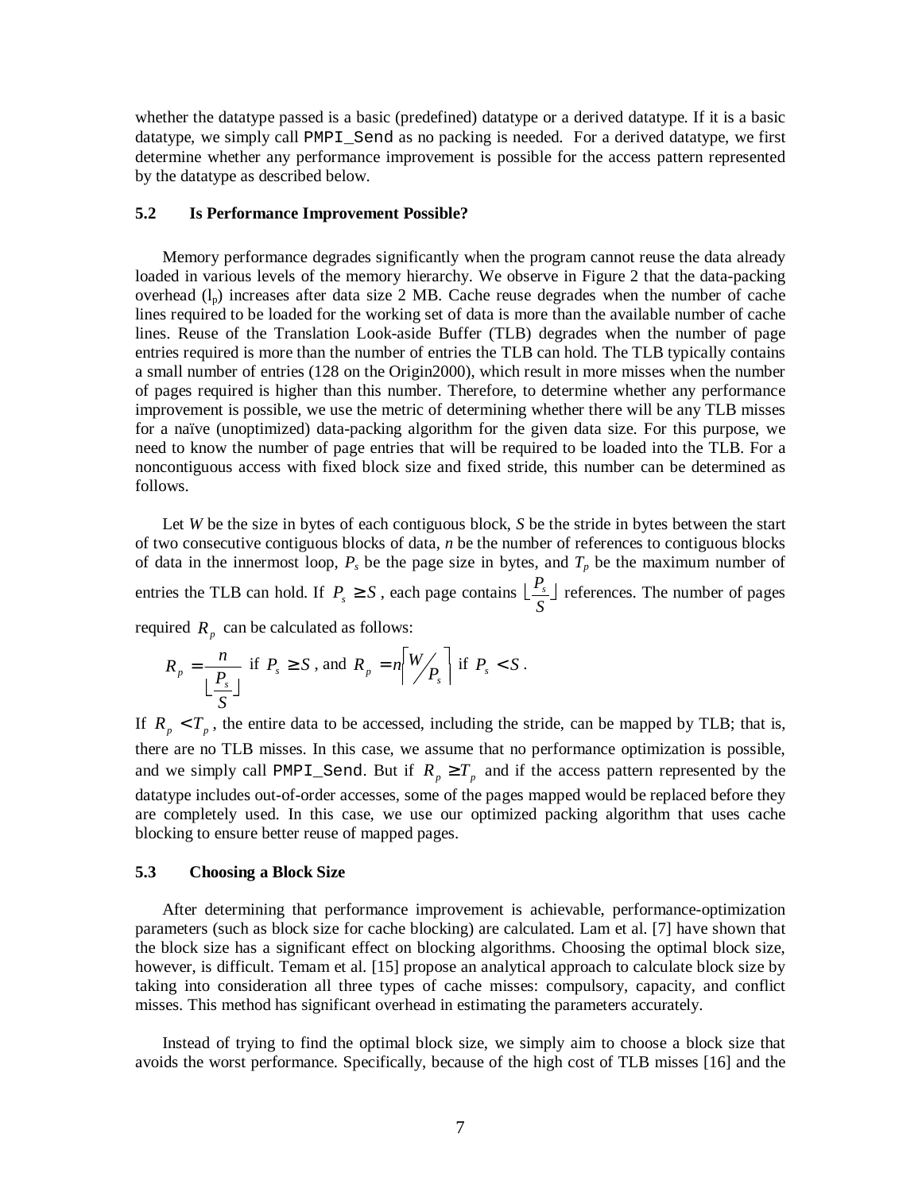whether the datatype passed is a basic (predefined) datatype or a derived datatype. If it is a basic datatype, we simply call `PMPI_Send` as no packing is needed. For a derived datatype, we first determine whether any performance improvement is possible for the access pattern represented by the datatype as described below.

### 5.2 Is Performance Improvement Possible?

Memory performance degrades significantly when the program cannot reuse the data already loaded in various levels of the memory hierarchy. We observe in Figure 2 that the data-packing overhead ($l_p$) increases after data size 2 MB. Cache reuse degrades when the number of cache lines required to be loaded for the working set of data is more than the available number of cache lines. Reuse of the Translation Look-aside Buffer (TLB) degrades when the number of page entries required is more than the number of entries the TLB can hold. The TLB typically contains a small number of entries (128 on the Origin2000), which result in more misses when the number of pages required is higher than this number. Therefore, to determine whether any performance improvement is possible, we use the metric of determining whether there will be any TLB misses for a naïve (unoptimized) data-packing algorithm for the given data size. For this purpose, we need to know the number of page entries that will be required to be loaded into the TLB. For a noncontiguous access with fixed block size and fixed stride, this number can be determined as follows.

Let $W$ be the size in bytes of each contiguous block, $S$ be the stride in bytes between the start of two consecutive contiguous blocks of data, $n$ be the number of references to contiguous blocks of data in the innermost loop, $P_s$ be the page size in bytes, and $T_p$ be the maximum number of entries the TLB can hold. If $P_s \geq S$, each page contains $\lfloor \frac{P_s}{S} \rfloor$ references. The number of pages required $R_p$ can be calculated as follows:

$$R_p = \frac{n}{\lfloor \frac{P_s}{S} \rfloor} \text{ if } P_s \geq S \text{, and } R_p = n\left\lceil W \big/ P_s \right\rceil \text{ if } P_s < S .$$

If $R_p < T_p$, the entire data to be accessed, including the stride, can be mapped by TLB; that is, there are no TLB misses. In this case, we assume that no performance optimization is possible, and we simply call `PMPI_Send`. But if $R_p \geq T_p$ and if the access pattern represented by the datatype includes out-of-order accesses, some of the pages mapped would be replaced before they are completely used. In this case, we use our optimized packing algorithm that uses cache blocking to ensure better reuse of mapped pages.

### 5.3 Choosing a Block Size

After determining that performance improvement is achievable, performance-optimization parameters (such as block size for cache blocking) are calculated. Lam et al. [7] have shown that the block size has a significant effect on blocking algorithms. Choosing the optimal block size, however, is difficult. Temam et al. [15] propose an analytical approach to calculate block size by taking into consideration all three types of cache misses: compulsory, capacity, and conflict misses. This method has significant overhead in estimating the parameters accurately.

Instead of trying to find the optimal block size, we simply aim to choose a block size that avoids the worst performance. Specifically, because of the high cost of TLB misses [16] and the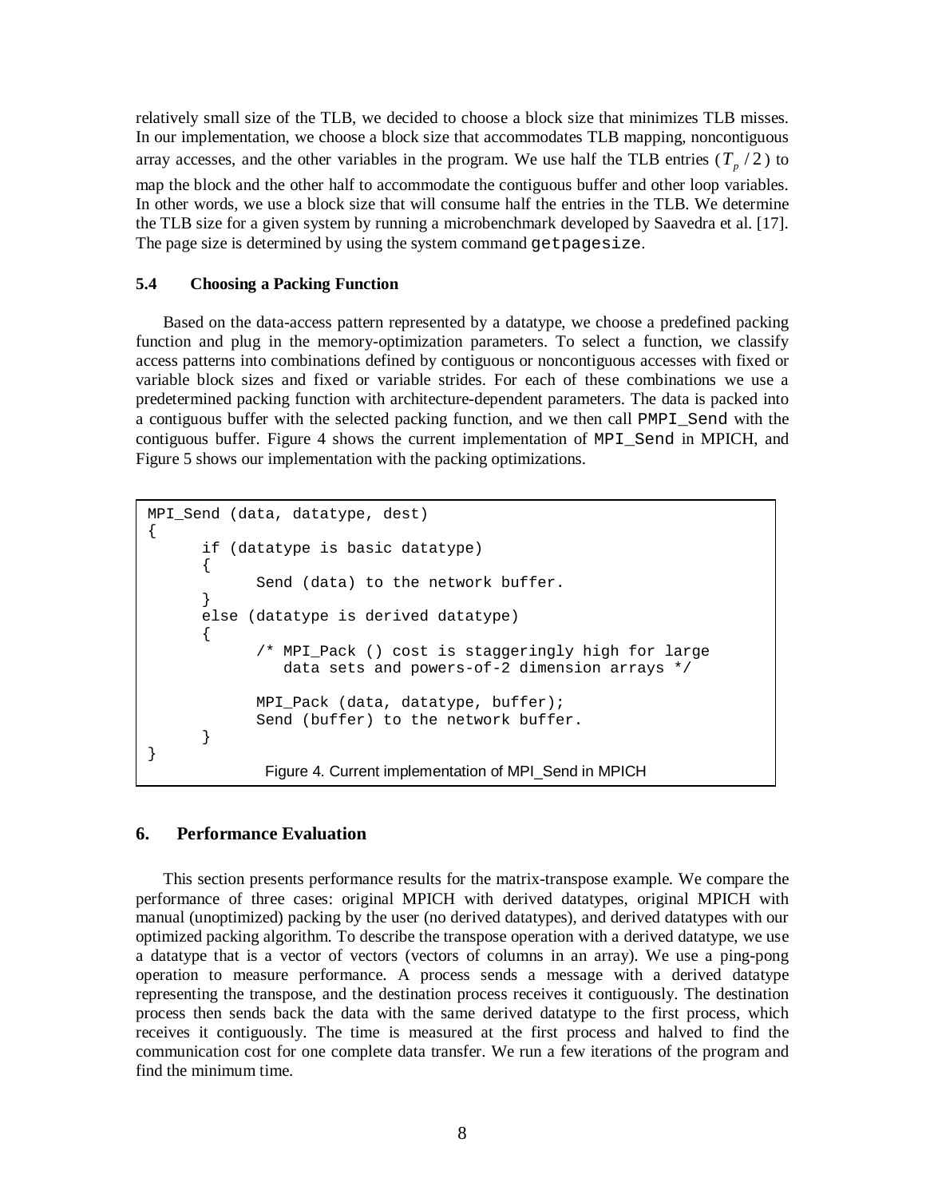relatively small size of the TLB, we decided to choose a block size that minimizes TLB misses. In our implementation, we choose a block size that accommodates TLB mapping, noncontiguous array accesses, and the other variables in the program. We use half the TLB entries ($T_p / 2$) to map the block and the other half to accommodate the contiguous buffer and other loop variables. In other words, we use a block size that will consume half the entries in the TLB. We determine the TLB size for a given system by running a microbenchmark developed by Saavedra et al. [17]. The page size is determined by using the system command `getpagesize`.

### 5.4 Choosing a Packing Function

Based on the data-access pattern represented by a datatype, we choose a predefined packing function and plug in the memory-optimization parameters. To select a function, we classify access patterns into combinations defined by contiguous or noncontiguous accesses with fixed or variable block sizes and fixed or variable strides. For each of these combinations we use a predetermined packing function with architecture-dependent parameters. The data is packed into a contiguous buffer with the selected packing function, and we then call `PMPI_Send` with the contiguous buffer. Figure 4 shows the current implementation of `MPI_Send` in MPICH, and Figure 5 shows our implementation with the packing optimizations.

```
MPI_Send (data, datatype, dest)
{
      if (datatype is basic datatype)
      {
            Send (data) to the network buffer.
      }
      else (datatype is derived datatype)
      {
            /* MPI_Pack () cost is staggeringly high for large
               data sets and powers-of-2 dimension arrays */

            MPI_Pack (data, datatype, buffer);
            Send (buffer) to the network buffer.
      }
}
```

Figure 4. Current implementation of MPI_Send in MPICH

## 6. Performance Evaluation

This section presents performance results for the matrix-transpose example. We compare the performance of three cases: original MPICH with derived datatypes, original MPICH with manual (unoptimized) packing by the user (no derived datatypes), and derived datatypes with our optimized packing algorithm. To describe the transpose operation with a derived datatype, we use a datatype that is a vector of vectors (vectors of columns in an array). We use a ping-pong operation to measure performance. A process sends a message with a derived datatype representing the transpose, and the destination process receives it contiguously. The destination process then sends back the data with the same derived datatype to the first process, which receives it contiguously. The time is measured at the first process and halved to find the communication cost for one complete data transfer. We run a few iterations of the program and find the minimum time.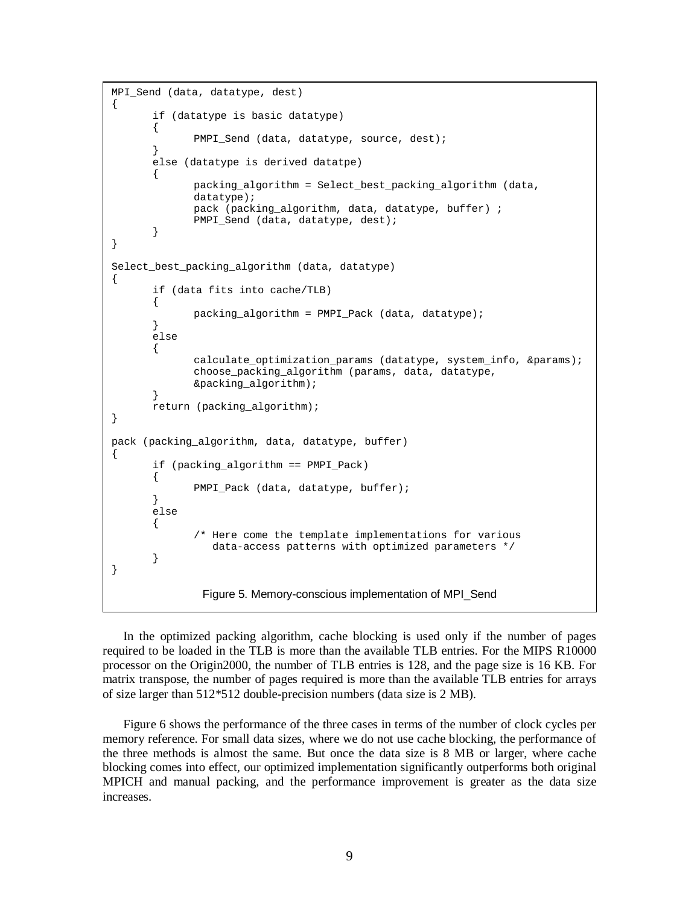```
MPI_Send (data, datatype, dest)
{
      if (datatype is basic datatype)
      {
            PMPI_Send (data, datatype, source, dest);
      }
      else (datatype is derived datatpe)
      {
            packing_algorithm = Select_best_packing_algorithm (data,
            datatype);
            pack (packing_algorithm, data, datatype, buffer) ;
            PMPI_Send (data, datatype, dest);
      }
}

Select_best_packing_algorithm (data, datatype)
{
      if (data fits into cache/TLB)
      {
            packing_algorithm = PMPI_Pack (data, datatype);
      }
      else
      {
            calculate_optimization_params (datatype, system_info, &params);
            choose_packing_algorithm (params, data, datatype,
            &packing_algorithm);
      }
      return (packing_algorithm);
}

pack (packing_algorithm, data, datatype, buffer)
{
      if (packing_algorithm == PMPI_Pack)
      {
            PMPI_Pack (data, datatype, buffer);
      }
      else
      {
            /* Here come the template implementations for various
               data-access patterns with optimized parameters */
      }
}
```

Figure 5. Memory-conscious implementation of MPI_Send

In the optimized packing algorithm, cache blocking is used only if the number of pages required to be loaded in the TLB is more than the available TLB entries. For the MIPS R10000 processor on the Origin2000, the number of TLB entries is 128, and the page size is 16 KB. For matrix transpose, the number of pages required is more than the available TLB entries for arrays of size larger than 512*512 double-precision numbers (data size is 2 MB).

Figure 6 shows the performance of the three cases in terms of the number of clock cycles per memory reference. For small data sizes, where we do not use cache blocking, the performance of the three methods is almost the same. But once the data size is 8 MB or larger, where cache blocking comes into effect, our optimized implementation significantly outperforms both original MPICH and manual packing, and the performance improvement is greater as the data size increases.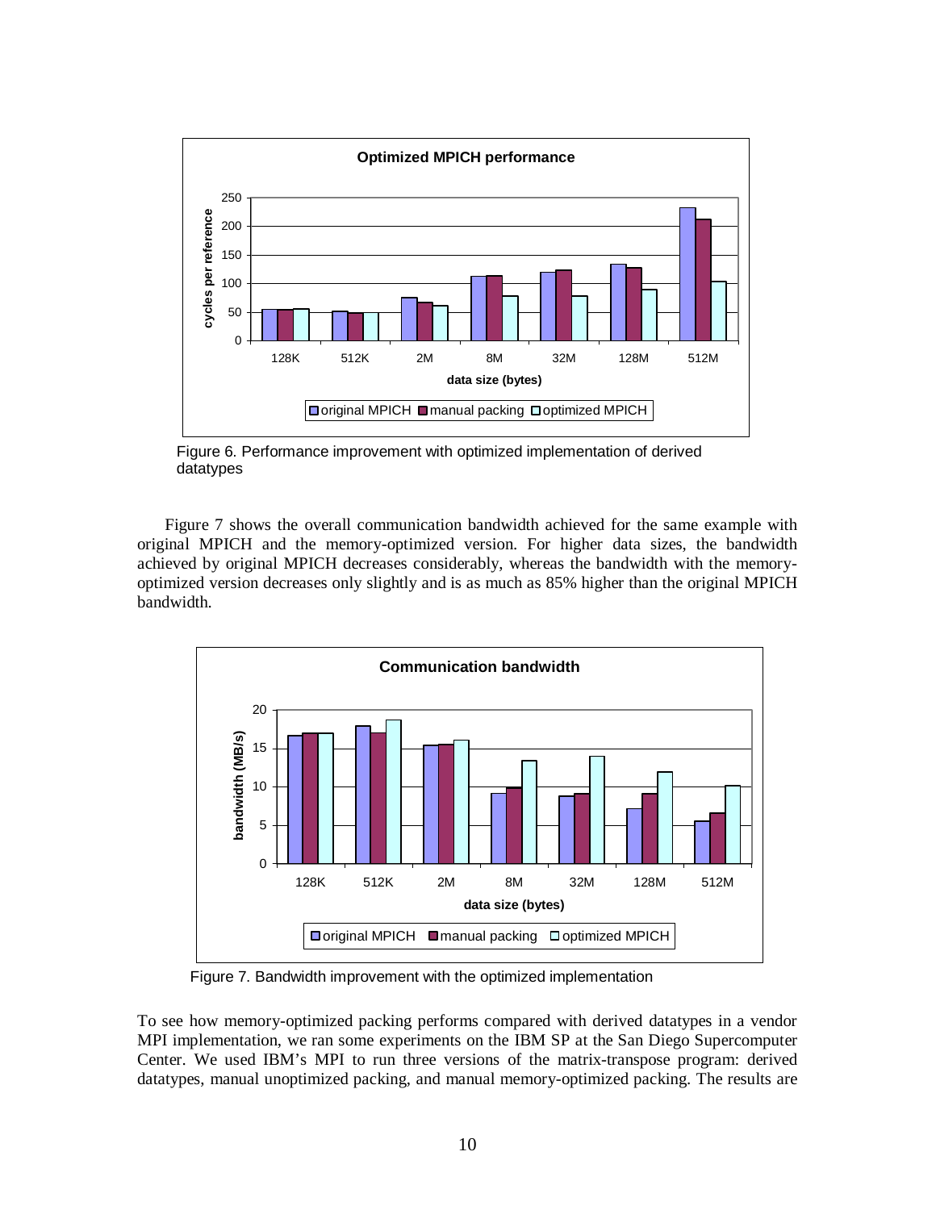Optimized MPICH performance

cycles per reference

250
200
150
100
50
0

128K 512K 2M 8M 32M 128M 512M

data size (bytes)

original MPICH, manual packing, optimized MPICH

Figure 6. Performance improvement with optimized implementation of derived datatypes

Figure 7 shows the overall communication bandwidth achieved for the same example with original MPICH and the memory-optimized version. For higher data sizes, the bandwidth achieved by original MPICH decreases considerably, whereas the bandwidth with the memory-optimized version decreases only slightly and is as much as 85% higher than the original MPICH bandwidth.

Communication bandwidth

bandwidth (MB/s)

20
15
10
5
0

128K 512K 2M 8M 32M 128M 512M

data size (bytes)

original MPICH, manual packing, optimized MPICH

Figure 7. Bandwidth improvement with the optimized implementation

To see how memory-optimized packing performs compared with derived datatypes in a vendor MPI implementation, we ran some experiments on the IBM SP at the San Diego Supercomputer Center. We used IBM's MPI to run three versions of the matrix-transpose program: derived datatypes, manual unoptimized packing, and manual memory-optimized packing. The results are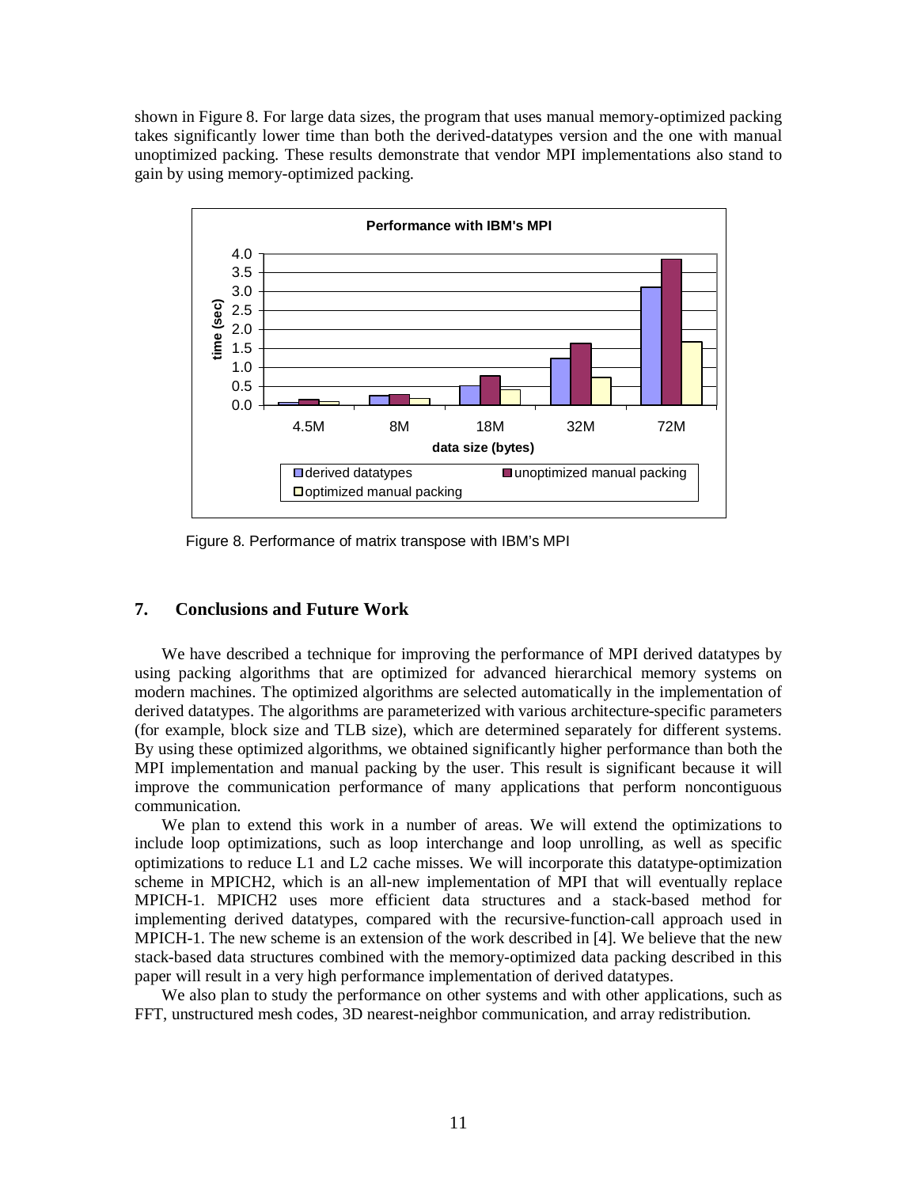shown in Figure 8. For large data sizes, the program that uses manual memory-optimized packing takes significantly lower time than both the derived-datatypes version and the one with manual unoptimized packing. These results demonstrate that vendor MPI implementations also stand to gain by using memory-optimized packing.

Performance with IBM's MPI

time (sec)

4.0
3.5
3.0
2.5
2.0
1.5
1.0
0.5
0.0

4.5M 8M 18M 32M 72M

data size (bytes)

derived datatypes
unoptimized manual packing
optimized manual packing

Figure 8. Performance of matrix transpose with IBM's MPI

## 7. Conclusions and Future Work

We have described a technique for improving the performance of MPI derived datatypes by using packing algorithms that are optimized for advanced hierarchical memory systems on modern machines. The optimized algorithms are selected automatically in the implementation of derived datatypes. The algorithms are parameterized with various architecture-specific parameters (for example, block size and TLB size), which are determined separately for different systems. By using these optimized algorithms, we obtained significantly higher performance than both the MPI implementation and manual packing by the user. This result is significant because it will improve the communication performance of many applications that perform noncontiguous communication.

We plan to extend this work in a number of areas. We will extend the optimizations to include loop optimizations, such as loop interchange and loop unrolling, as well as specific optimizations to reduce L1 and L2 cache misses. We will incorporate this datatype-optimization scheme in MPICH2, which is an all-new implementation of MPI that will eventually replace MPICH-1. MPICH2 uses more efficient data structures and a stack-based method for implementing derived datatypes, compared with the recursive-function-call approach used in MPICH-1. The new scheme is an extension of the work described in [4]. We believe that the new stack-based data structures combined with the memory-optimized data packing described in this paper will result in a very high performance implementation of derived datatypes.

We also plan to study the performance on other systems and with other applications, such as FFT, unstructured mesh codes, 3D nearest-neighbor communication, and array redistribution.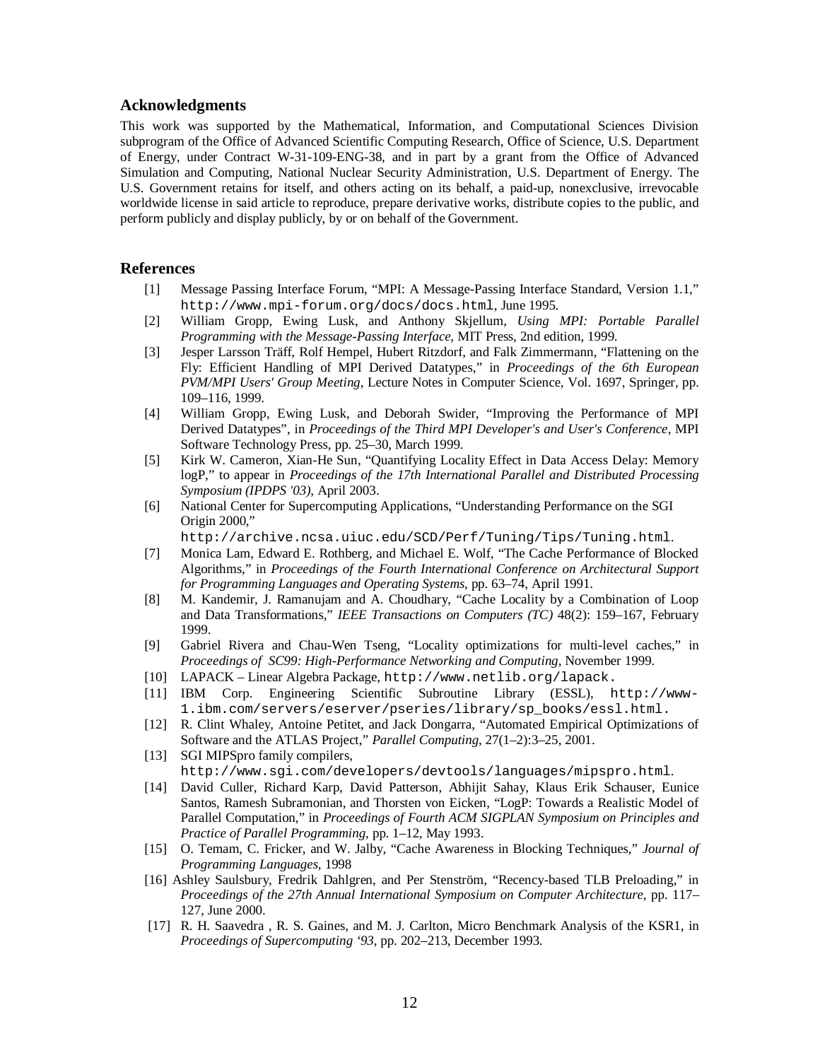## Acknowledgments

This work was supported by the Mathematical, Information, and Computational Sciences Division subprogram of the Office of Advanced Scientific Computing Research, Office of Science, U.S. Department of Energy, under Contract W-31-109-ENG-38, and in part by a grant from the Office of Advanced Simulation and Computing, National Nuclear Security Administration, U.S. Department of Energy. The U.S. Government retains for itself, and others acting on its behalf, a paid-up, nonexclusive, irrevocable worldwide license in said article to reproduce, prepare derivative works, distribute copies to the public, and perform publicly and display publicly, by or on behalf of the Government.

## References

[1] Message Passing Interface Forum, "MPI: A Message-Passing Interface Standard, Version 1.1," `http://www.mpi-forum.org/docs/docs.html`, June 1995.

[2] William Gropp, Ewing Lusk, and Anthony Skjellum, *Using MPI: Portable Parallel Programming with the Message-Passing Interface*, MIT Press, 2nd edition, 1999.

[3] Jesper Larsson Träff, Rolf Hempel, Hubert Ritzdorf, and Falk Zimmermann, "Flattening on the Fly: Efficient Handling of MPI Derived Datatypes," in *Proceedings of the 6th European PVM/MPI Users' Group Meeting*, Lecture Notes in Computer Science, Vol. 1697, Springer, pp. 109–116, 1999.

[4] William Gropp, Ewing Lusk, and Deborah Swider, "Improving the Performance of MPI Derived Datatypes", in *Proceedings of the Third MPI Developer's and User's Conference*, MPI Software Technology Press, pp. 25–30, March 1999.

[5] Kirk W. Cameron, Xian-He Sun, "Quantifying Locality Effect in Data Access Delay: Memory logP," to appear in *Proceedings of the 17th International Parallel and Distributed Processing Symposium (IPDPS '03)*, April 2003.

[6] National Center for Supercomputing Applications, "Understanding Performance on the SGI Origin 2000," `http://archive.ncsa.uiuc.edu/SCD/Perf/Tuning/Tips/Tuning.html`.

[7] Monica Lam, Edward E. Rothberg, and Michael E. Wolf, "The Cache Performance of Blocked Algorithms," in *Proceedings of the Fourth International Conference on Architectural Support for Programming Languages and Operating Systems*, pp. 63–74, April 1991.

[8] M. Kandemir, J. Ramanujam and A. Choudhary, "Cache Locality by a Combination of Loop and Data Transformations," *IEEE Transactions on Computers (TC)* 48(2): 159–167, February 1999.

[9] Gabriel Rivera and Chau-Wen Tseng, "Locality optimizations for multi-level caches," in *Proceedings of SC99: High-Performance Networking and Computing*, November 1999.

[10] LAPACK – Linear Algebra Package, `http://www.netlib.org/lapack.`

[11] IBM Corp. Engineering Scientific Subroutine Library (ESSL), `http://www-1.ibm.com/servers/eserver/pseries/library/sp_books/essl.html.`

[12] R. Clint Whaley, Antoine Petitet, and Jack Dongarra, "Automated Empirical Optimizations of Software and the ATLAS Project," *Parallel Computing*, 27(1–2):3–25, 2001.

[13] SGI MIPSpro family compilers, `http://www.sgi.com/developers/devtools/languages/mipspro.html`.

[14] David Culler, Richard Karp, David Patterson, Abhijit Sahay, Klaus Erik Schauser, Eunice Santos, Ramesh Subramonian, and Thorsten von Eicken, "LogP: Towards a Realistic Model of Parallel Computation," in *Proceedings of Fourth ACM SIGPLAN Symposium on Principles and Practice of Parallel Programming*, pp. 1–12, May 1993.

[15] O. Temam, C. Fricker, and W. Jalby, "Cache Awareness in Blocking Techniques," *Journal of Programming Languages*, 1998

[16] Ashley Saulsbury, Fredrik Dahlgren, and Per Stenström, "Recency-based TLB Preloading," in *Proceedings of the 27th Annual International Symposium on Computer Architecture*, pp. 117–127, June 2000.

[17] R. H. Saavedra , R. S. Gaines, and M. J. Carlton, Micro Benchmark Analysis of the KSR1, in *Proceedings of Supercomputing '93*, pp. 202–213, December 1993.